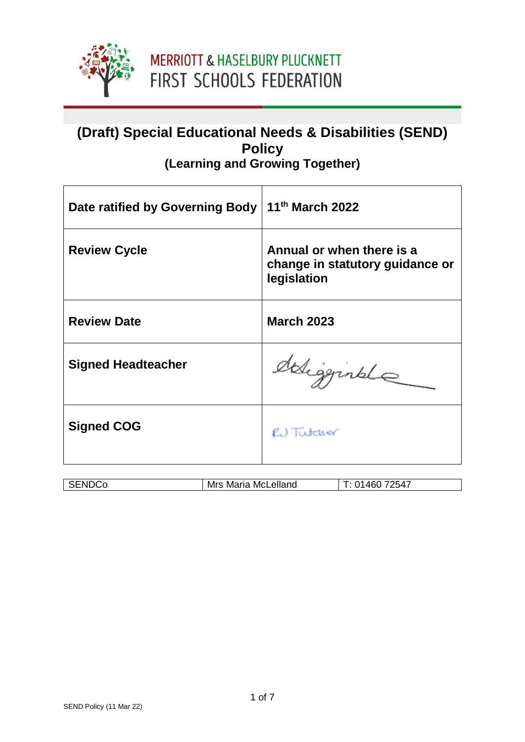MERRIOTT & HASELBURY PLUCKNETT
FIRST SCHOOLS FEDERATION

# (Draft) Special Educational Needs & Disabilities (SEND) Policy
## (Learning and Growing Together)

| | |
|---|---|
| **Date ratified by Governing Body** | **11th March 2022** |
| **Review Cycle** | **Annual or when there is a change in statutory guidance or legislation** |
| **Review Date** | **March 2023** |
| **Signed Headteacher** | |
| **Signed COG** | RJ Tutcher |

| | | |
|---|---|---|
| SENDCo | Mrs Maria McLelland | T: 01460 72547 |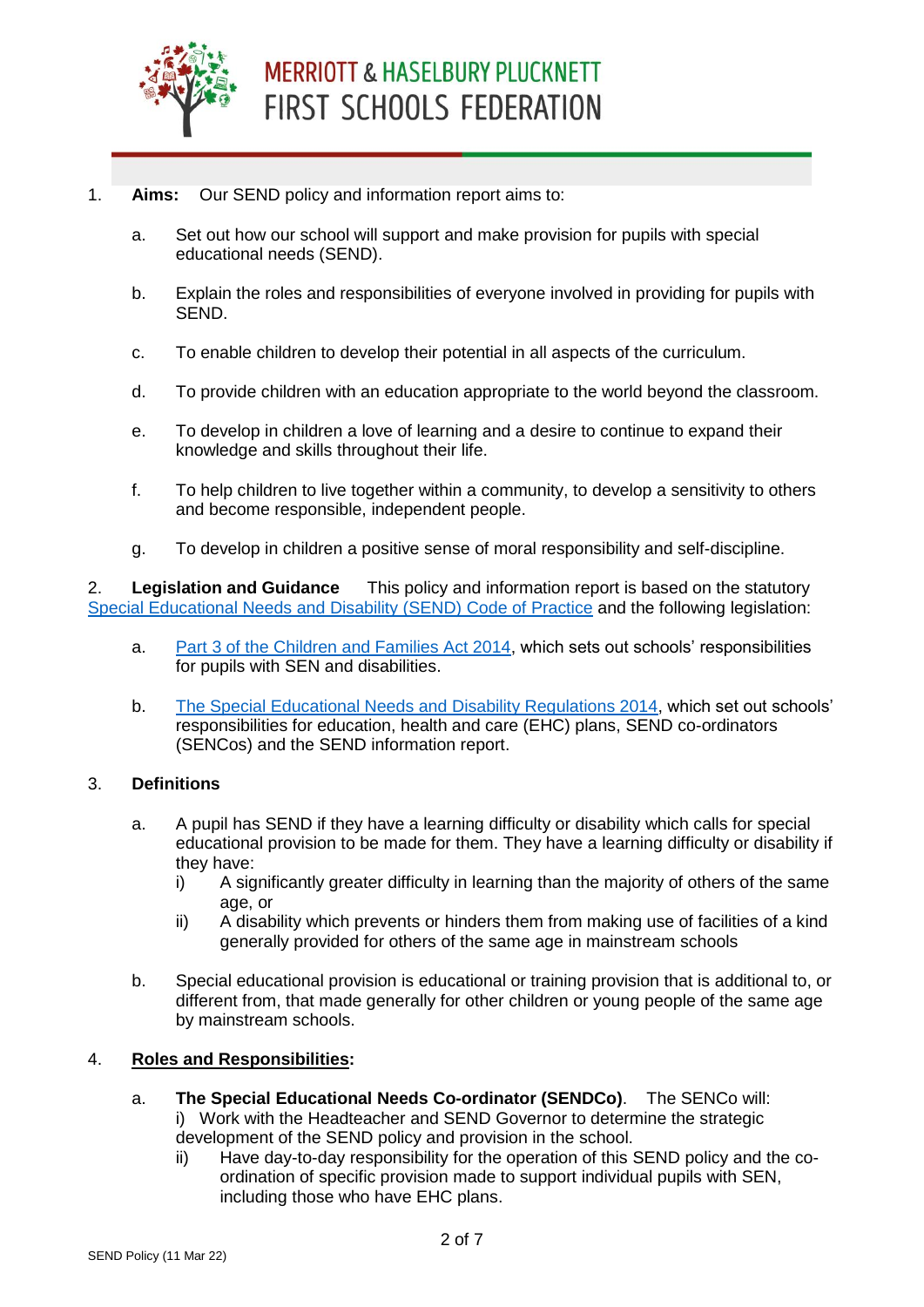1. **Aims:** Our SEND policy and information report aims to:

   a. Set out how our school will support and make provision for pupils with special educational needs (SEND).

   b. Explain the roles and responsibilities of everyone involved in providing for pupils with SEND.

   c. To enable children to develop their potential in all aspects of the curriculum.

   d. To provide children with an education appropriate to the world beyond the classroom.

   e. To develop in children a love of learning and a desire to continue to expand their knowledge and skills throughout their life.

   f. To help children to live together within a community, to develop a sensitivity to others and become responsible, independent people.

   g. To develop in children a positive sense of moral responsibility and self-discipline.

2. **Legislation and Guidance** This policy and information report is based on the statutory [Special Educational Needs and Disability (SEND) Code of Practice]() and the following legislation:

   a. [Part 3 of the Children and Families Act 2014](), which sets out schools' responsibilities for pupils with SEN and disabilities.

   b. [The Special Educational Needs and Disability Regulations 2014](), which set out schools' responsibilities for education, health and care (EHC) plans, SEND co-ordinators (SENCos) and the SEND information report.

3. **Definitions**

   a. A pupil has SEND if they have a learning difficulty or disability which calls for special educational provision to be made for them. They have a learning difficulty or disability if they have:
      i) A significantly greater difficulty in learning than the majority of others of the same age, or
      ii) A disability which prevents or hinders them from making use of facilities of a kind generally provided for others of the same age in mainstream schools

   b. Special educational provision is educational or training provision that is additional to, or different from, that made generally for other children or young people of the same age by mainstream schools.

4. **Roles and Responsibilities:**

   a. **The Special Educational Needs Co-ordinator (SENDCo)**. The SENCo will:
      i) Work with the Headteacher and SEND Governor to determine the strategic development of the SEND policy and provision in the school.
      ii) Have day-to-day responsibility for the operation of this SEND policy and the co-ordination of specific provision made to support individual pupils with SEN, including those who have EHC plans.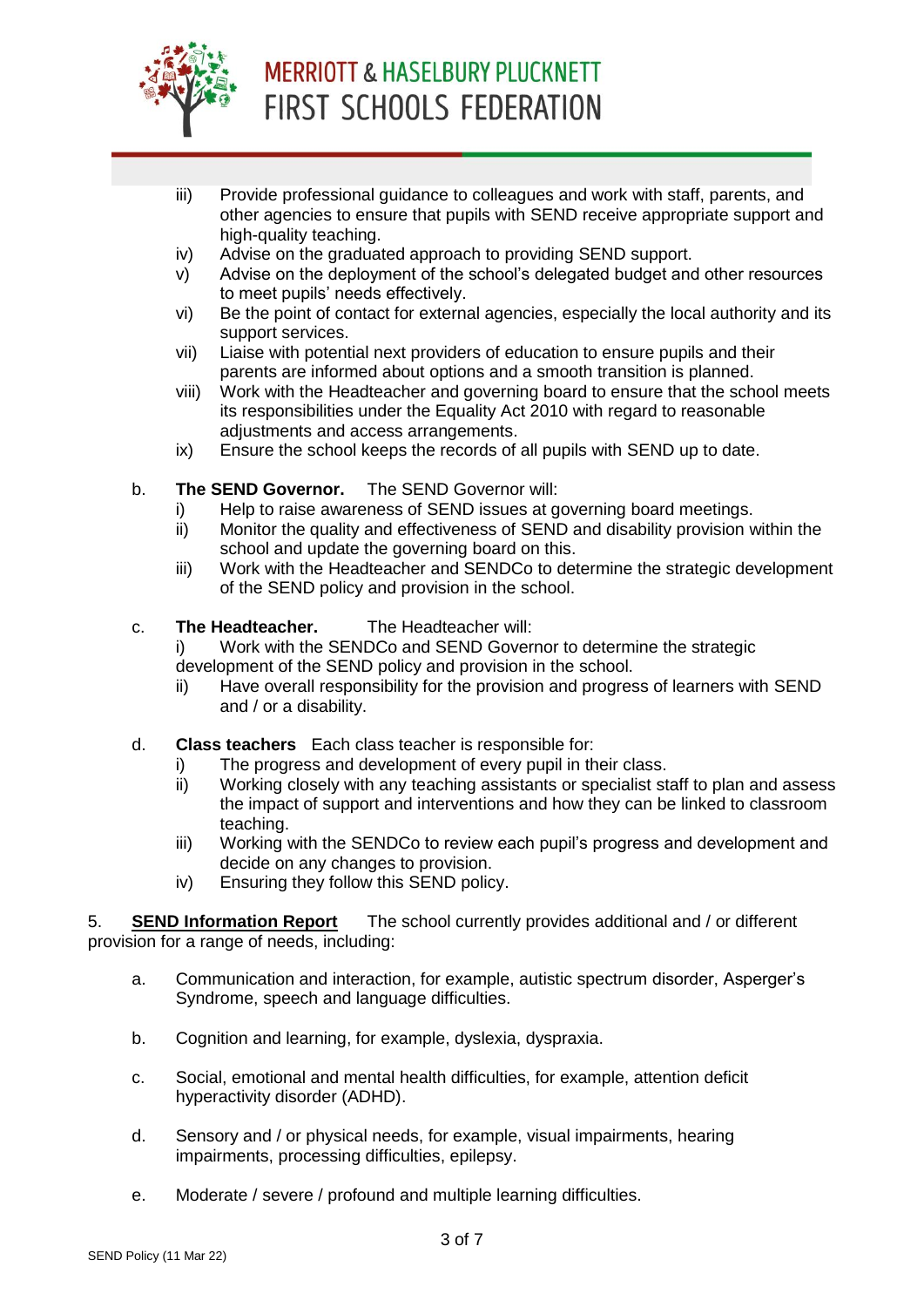iii) Provide professional guidance to colleagues and work with staff, parents, and other agencies to ensure that pupils with SEND receive appropriate support and high-quality teaching.

iv) Advise on the graduated approach to providing SEND support.

v) Advise on the deployment of the school's delegated budget and other resources to meet pupils' needs effectively.

vi) Be the point of contact for external agencies, especially the local authority and its support services.

vii) Liaise with potential next providers of education to ensure pupils and their parents are informed about options and a smooth transition is planned.

viii) Work with the Headteacher and governing board to ensure that the school meets its responsibilities under the Equality Act 2010 with regard to reasonable adjustments and access arrangements.

ix) Ensure the school keeps the records of all pupils with SEND up to date.

b. **The SEND Governor.** The SEND Governor will:

i) Help to raise awareness of SEND issues at governing board meetings.

ii) Monitor the quality and effectiveness of SEND and disability provision within the school and update the governing board on this.

iii) Work with the Headteacher and SENDCo to determine the strategic development of the SEND policy and provision in the school.

c. **The Headteacher.** The Headteacher will:

i) Work with the SENDCo and SEND Governor to determine the strategic development of the SEND policy and provision in the school.

ii) Have overall responsibility for the provision and progress of learners with SEND and / or a disability.

d. **Class teachers** Each class teacher is responsible for:

i) The progress and development of every pupil in their class.

ii) Working closely with any teaching assistants or specialist staff to plan and assess the impact of support and interventions and how they can be linked to classroom teaching.

iii) Working with the SENDCo to review each pupil's progress and development and decide on any changes to provision.

iv) Ensuring they follow this SEND policy.

5. **<u>SEND Information Report</u>** The school currently provides additional and / or different provision for a range of needs, including:

a. Communication and interaction, for example, autistic spectrum disorder, Asperger's Syndrome, speech and language difficulties.

b. Cognition and learning, for example, dyslexia, dyspraxia.

c. Social, emotional and mental health difficulties, for example, attention deficit hyperactivity disorder (ADHD).

d. Sensory and / or physical needs, for example, visual impairments, hearing impairments, processing difficulties, epilepsy.

e. Moderate / severe / profound and multiple learning difficulties.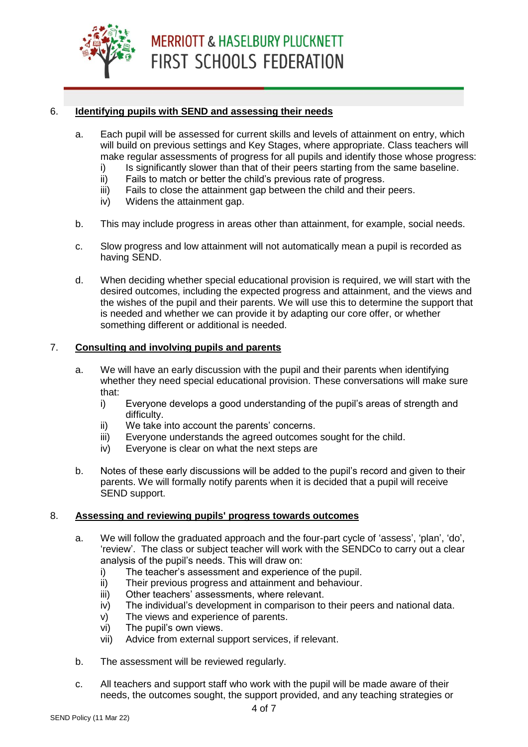## 6. Identifying pupils with SEND and assessing their needs

a. Each pupil will be assessed for current skills and levels of attainment on entry, which will build on previous settings and Key Stages, where appropriate. Class teachers will make regular assessments of progress for all pupils and identify those whose progress:
   - i) Is significantly slower than that of their peers starting from the same baseline.
   - ii) Fails to match or better the child's previous rate of progress.
   - iii) Fails to close the attainment gap between the child and their peers.
   - iv) Widens the attainment gap.

b. This may include progress in areas other than attainment, for example, social needs.

c. Slow progress and low attainment will not automatically mean a pupil is recorded as having SEND.

d. When deciding whether special educational provision is required, we will start with the desired outcomes, including the expected progress and attainment, and the views and the wishes of the pupil and their parents. We will use this to determine the support that is needed and whether we can provide it by adapting our core offer, or whether something different or additional is needed.

## 7. Consulting and involving pupils and parents

a. We will have an early discussion with the pupil and their parents when identifying whether they need special educational provision. These conversations will make sure that:
   - i) Everyone develops a good understanding of the pupil's areas of strength and difficulty.
   - ii) We take into account the parents' concerns.
   - iii) Everyone understands the agreed outcomes sought for the child.
   - iv) Everyone is clear on what the next steps are

b. Notes of these early discussions will be added to the pupil's record and given to their parents. We will formally notify parents when it is decided that a pupil will receive SEND support.

## 8. Assessing and reviewing pupils' progress towards outcomes

a. We will follow the graduated approach and the four-part cycle of 'assess', 'plan', 'do', 'review'. The class or subject teacher will work with the SENDCo to carry out a clear analysis of the pupil's needs. This will draw on:
   - i) The teacher's assessment and experience of the pupil.
   - ii) Their previous progress and attainment and behaviour.
   - iii) Other teachers' assessments, where relevant.
   - iv) The individual's development in comparison to their peers and national data.
   - v) The views and experience of parents.
   - vi) The pupil's own views.
   - vii) Advice from external support services, if relevant.

b. The assessment will be reviewed regularly.

c. All teachers and support staff who work with the pupil will be made aware of their needs, the outcomes sought, the support provided, and any teaching strategies or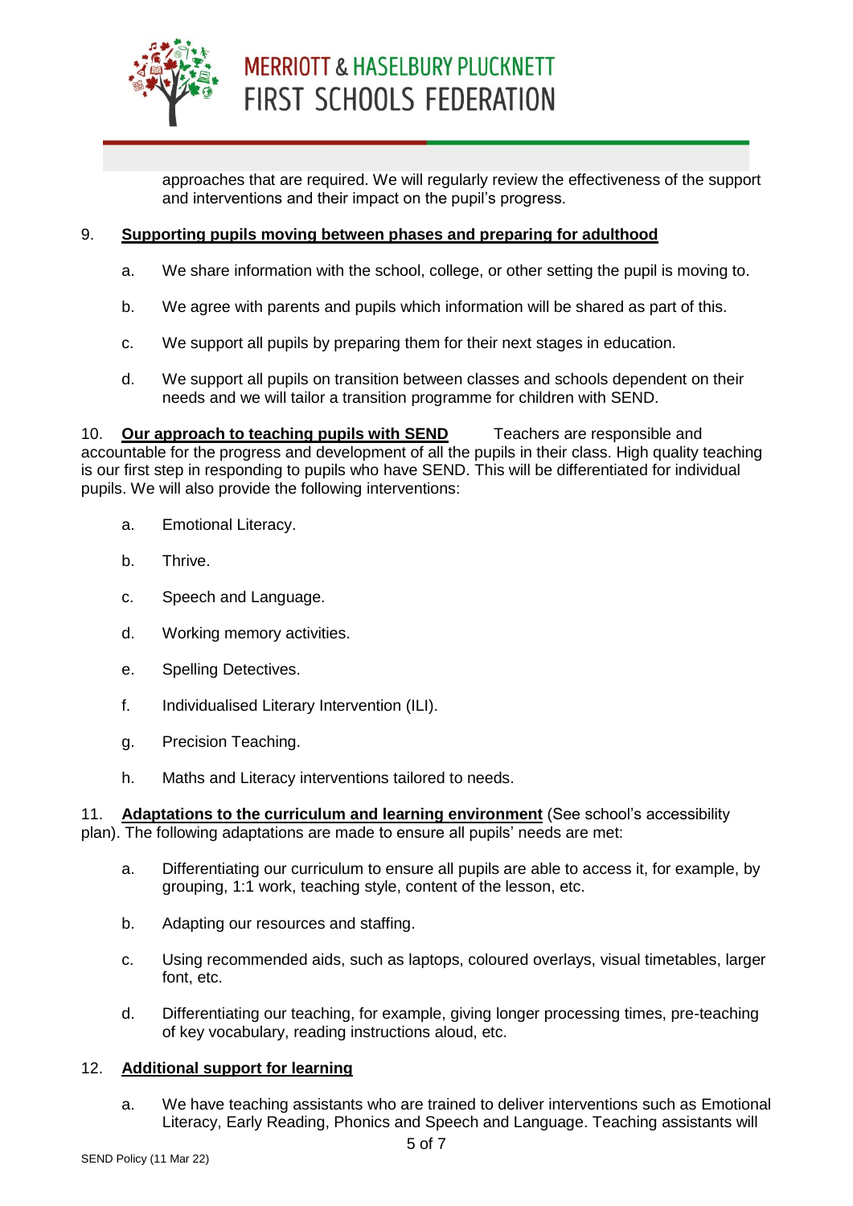approaches that are required. We will regularly review the effectiveness of the support and interventions and their impact on the pupil's progress.

9. **Supporting pupils moving between phases and preparing for adulthood**

   a. We share information with the school, college, or other setting the pupil is moving to.

   b. We agree with parents and pupils which information will be shared as part of this.

   c. We support all pupils by preparing them for their next stages in education.

   d. We support all pupils on transition between classes and schools dependent on their needs and we will tailor a transition programme for children with SEND.

10. **Our approach to teaching pupils with SEND** Teachers are responsible and accountable for the progress and development of all the pupils in their class. High quality teaching is our first step in responding to pupils who have SEND. This will be differentiated for individual pupils. We will also provide the following interventions:

   a. Emotional Literacy.

   b. Thrive.

   c. Speech and Language.

   d. Working memory activities.

   e. Spelling Detectives.

   f. Individualised Literary Intervention (ILI).

   g. Precision Teaching.

   h. Maths and Literacy interventions tailored to needs.

11. **Adaptations to the curriculum and learning environment** (See school's accessibility plan). The following adaptations are made to ensure all pupils' needs are met:

   a. Differentiating our curriculum to ensure all pupils are able to access it, for example, by grouping, 1:1 work, teaching style, content of the lesson, etc.

   b. Adapting our resources and staffing.

   c. Using recommended aids, such as laptops, coloured overlays, visual timetables, larger font, etc.

   d. Differentiating our teaching, for example, giving longer processing times, pre-teaching of key vocabulary, reading instructions aloud, etc.

12. **Additional support for learning**

   a. We have teaching assistants who are trained to deliver interventions such as Emotional Literacy, Early Reading, Phonics and Speech and Language. Teaching assistants will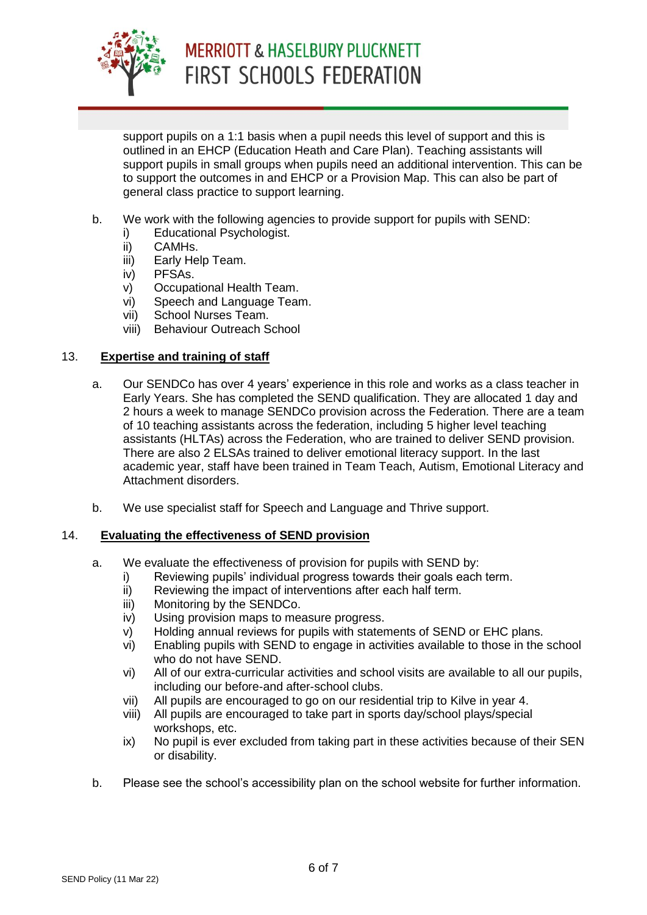support pupils on a 1:1 basis when a pupil needs this level of support and this is outlined in an EHCP (Education Heath and Care Plan). Teaching assistants will support pupils in small groups when pupils need an additional intervention. This can be to support the outcomes in and EHCP or a Provision Map. This can also be part of general class practice to support learning.

b. We work with the following agencies to provide support for pupils with SEND:
   i) Educational Psychologist.
   ii) CAMHs.
   iii) Early Help Team.
   iv) PFSAs.
   v) Occupational Health Team.
   vi) Speech and Language Team.
   vii) School Nurses Team.
   viii) Behaviour Outreach School

## 13. Expertise and training of staff

a. Our SENDCo has over 4 years' experience in this role and works as a class teacher in Early Years. She has completed the SEND qualification. They are allocated 1 day and 2 hours a week to manage SENDCo provision across the Federation. There are a team of 10 teaching assistants across the federation, including 5 higher level teaching assistants (HLTAs) across the Federation, who are trained to deliver SEND provision. There are also 2 ELSAs trained to deliver emotional literacy support. In the last academic year, staff have been trained in Team Teach, Autism, Emotional Literacy and Attachment disorders.

b. We use specialist staff for Speech and Language and Thrive support.

## 14. Evaluating the effectiveness of SEND provision

a. We evaluate the effectiveness of provision for pupils with SEND by:
   i) Reviewing pupils' individual progress towards their goals each term.
   ii) Reviewing the impact of interventions after each half term.
   iii) Monitoring by the SENDCo.
   iv) Using provision maps to measure progress.
   v) Holding annual reviews for pupils with statements of SEND or EHC plans.
   vi) Enabling pupils with SEND to engage in activities available to those in the school who do not have SEND.
   vi) All of our extra-curricular activities and school visits are available to all our pupils, including our before-and after-school clubs.
   vii) All pupils are encouraged to go on our residential trip to Kilve in year 4.
   viii) All pupils are encouraged to take part in sports day/school plays/special workshops, etc.
   ix) No pupil is ever excluded from taking part in these activities because of their SEN or disability.

b. Please see the school's accessibility plan on the school website for further information.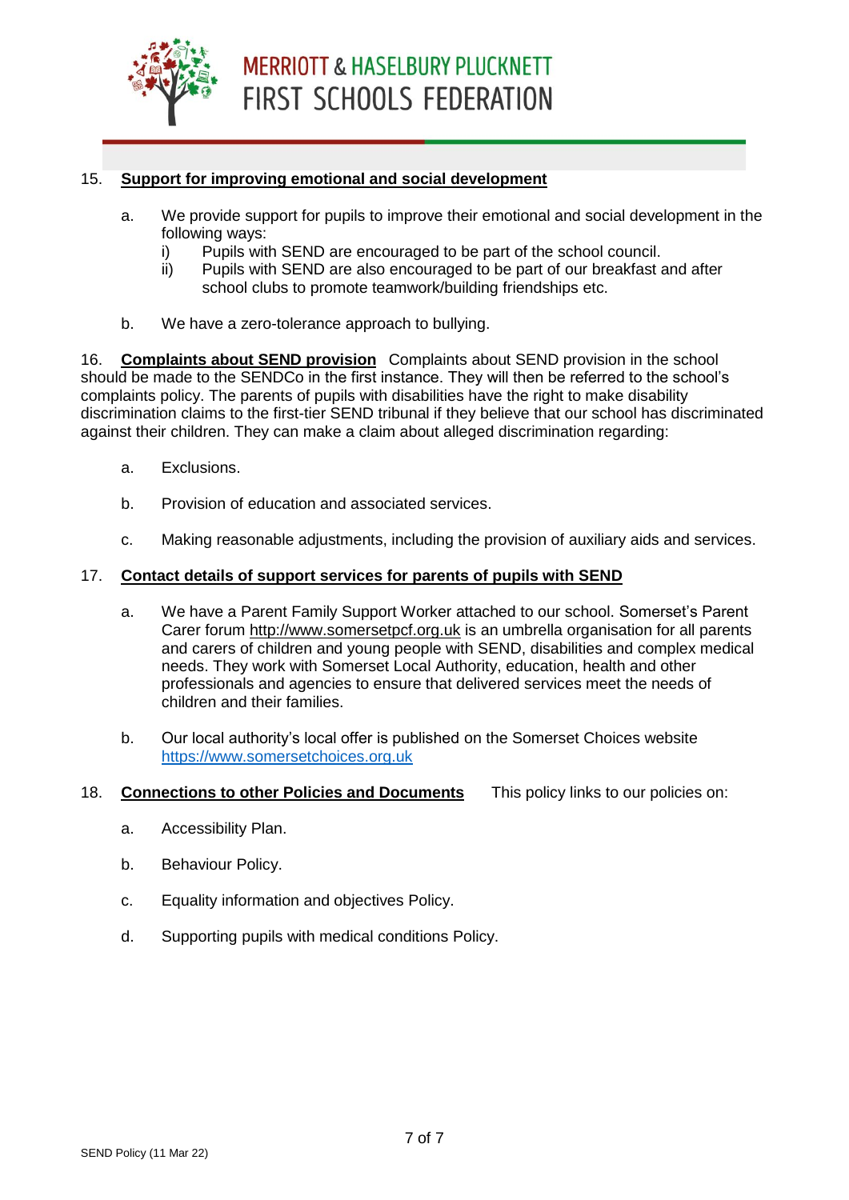15. **Support for improving emotional and social development**

a. We provide support for pupils to improve their emotional and social development in the following ways:
   i) Pupils with SEND are encouraged to be part of the school council.
   ii) Pupils with SEND are also encouraged to be part of our breakfast and after school clubs to promote teamwork/building friendships etc.

b. We have a zero-tolerance approach to bullying.

16. **Complaints about SEND provision** Complaints about SEND provision in the school should be made to the SENDCo in the first instance. They will then be referred to the school's complaints policy. The parents of pupils with disabilities have the right to make disability discrimination claims to the first-tier SEND tribunal if they believe that our school has discriminated against their children. They can make a claim about alleged discrimination regarding:

a. Exclusions.

b. Provision of education and associated services.

c. Making reasonable adjustments, including the provision of auxiliary aids and services.

17. **Contact details of support services for parents of pupils with SEND**

a. We have a Parent Family Support Worker attached to our school. Somerset's Parent Carer forum http://www.somersetpcf.org.uk is an umbrella organisation for all parents and carers of children and young people with SEND, disabilities and complex medical needs. They work with Somerset Local Authority, education, health and other professionals and agencies to ensure that delivered services meet the needs of children and their families.

b. Our local authority's local offer is published on the Somerset Choices website https://www.somersetchoices.org.uk

18. **Connections to other Policies and Documents** This policy links to our policies on:

a. Accessibility Plan.

b. Behaviour Policy.

c. Equality information and objectives Policy.

d. Supporting pupils with medical conditions Policy.